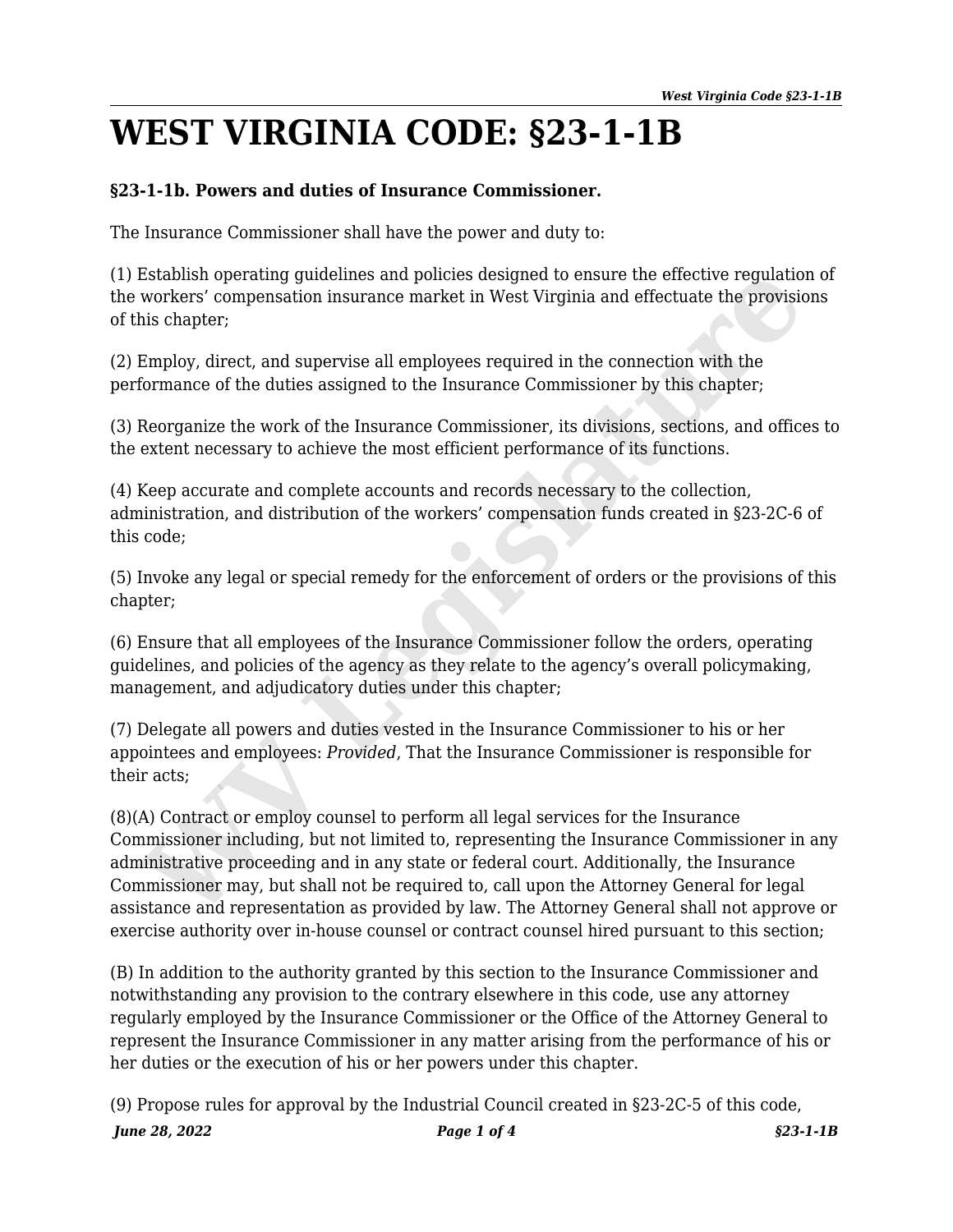# WEST VIRGINIA CODE: §23-1-1B

**§23-1-1b. Powers and duties of Insurance Commissioner.**

The Insurance Commissioner shall have the power and duty to:

(1) Establish operating guidelines and policies designed to ensure the effective regulation of the workers’ compensation insurance market in West Virginia and effectuate the provisions of this chapter;

(2) Employ, direct, and supervise all employees required in the connection with the performance of the duties assigned to the Insurance Commissioner by this chapter;

(3) Reorganize the work of the Insurance Commissioner, its divisions, sections, and offices to the extent necessary to achieve the most efficient performance of its functions.

(4) Keep accurate and complete accounts and records necessary to the collection, administration, and distribution of the workers’ compensation funds created in §23-2C-6 of this code;

(5) Invoke any legal or special remedy for the enforcement of orders or the provisions of this chapter;

(6) Ensure that all employees of the Insurance Commissioner follow the orders, operating guidelines, and policies of the agency as they relate to the agency’s overall policymaking, management, and adjudicatory duties under this chapter;

(7) Delegate all powers and duties vested in the Insurance Commissioner to his or her appointees and employees: *Provided*, That the Insurance Commissioner is responsible for their acts;

(8)(A) Contract or employ counsel to perform all legal services for the Insurance Commissioner including, but not limited to, representing the Insurance Commissioner in any administrative proceeding and in any state or federal court. Additionally, the Insurance Commissioner may, but shall not be required to, call upon the Attorney General for legal assistance and representation as provided by law. The Attorney General shall not approve or exercise authority over in-house counsel or contract counsel hired pursuant to this section;

(B) In addition to the authority granted by this section to the Insurance Commissioner and notwithstanding any provision to the contrary elsewhere in this code, use any attorney regularly employed by the Insurance Commissioner or the Office of the Attorney General to represent the Insurance Commissioner in any matter arising from the performance of his or her duties or the execution of his or her powers under this chapter.

(9) Propose rules for approval by the Industrial Council created in §23-2C-5 of this code,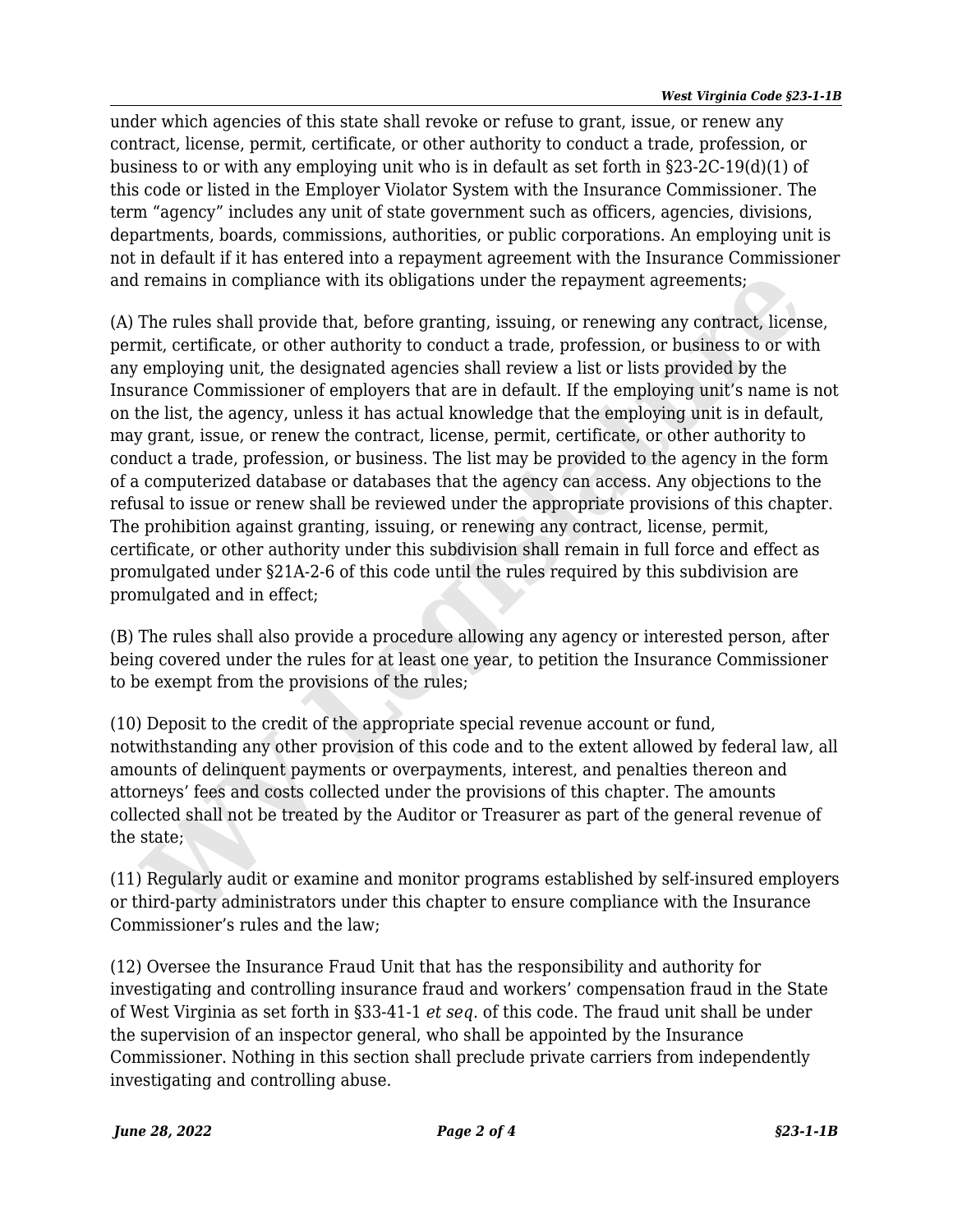under which agencies of this state shall revoke or refuse to grant, issue, or renew any contract, license, permit, certificate, or other authority to conduct a trade, profession, or business to or with any employing unit who is in default as set forth in §23-2C-19(d)(1) of this code or listed in the Employer Violator System with the Insurance Commissioner. The term "agency" includes any unit of state government such as officers, agencies, divisions, departments, boards, commissions, authorities, or public corporations. An employing unit is not in default if it has entered into a repayment agreement with the Insurance Commissioner and remains in compliance with its obligations under the repayment agreements;

(A) The rules shall provide that, before granting, issuing, or renewing any contract, license, permit, certificate, or other authority to conduct a trade, profession, or business to or with any employing unit, the designated agencies shall review a list or lists provided by the Insurance Commissioner of employers that are in default. If the employing unit's name is not on the list, the agency, unless it has actual knowledge that the employing unit is in default, may grant, issue, or renew the contract, license, permit, certificate, or other authority to conduct a trade, profession, or business. The list may be provided to the agency in the form of a computerized database or databases that the agency can access. Any objections to the refusal to issue or renew shall be reviewed under the appropriate provisions of this chapter. The prohibition against granting, issuing, or renewing any contract, license, permit, certificate, or other authority under this subdivision shall remain in full force and effect as promulgated under §21A-2-6 of this code until the rules required by this subdivision are promulgated and in effect;

(B) The rules shall also provide a procedure allowing any agency or interested person, after being covered under the rules for at least one year, to petition the Insurance Commissioner to be exempt from the provisions of the rules;

(10) Deposit to the credit of the appropriate special revenue account or fund, notwithstanding any other provision of this code and to the extent allowed by federal law, all amounts of delinquent payments or overpayments, interest, and penalties thereon and attorneys' fees and costs collected under the provisions of this chapter. The amounts collected shall not be treated by the Auditor or Treasurer as part of the general revenue of the state;

(11) Regularly audit or examine and monitor programs established by self-insured employers or third-party administrators under this chapter to ensure compliance with the Insurance Commissioner's rules and the law;

(12) Oversee the Insurance Fraud Unit that has the responsibility and authority for investigating and controlling insurance fraud and workers' compensation fraud in the State of West Virginia as set forth in §33-41-1 *et seq*. of this code. The fraud unit shall be under the supervision of an inspector general, who shall be appointed by the Insurance Commissioner. Nothing in this section shall preclude private carriers from independently investigating and controlling abuse.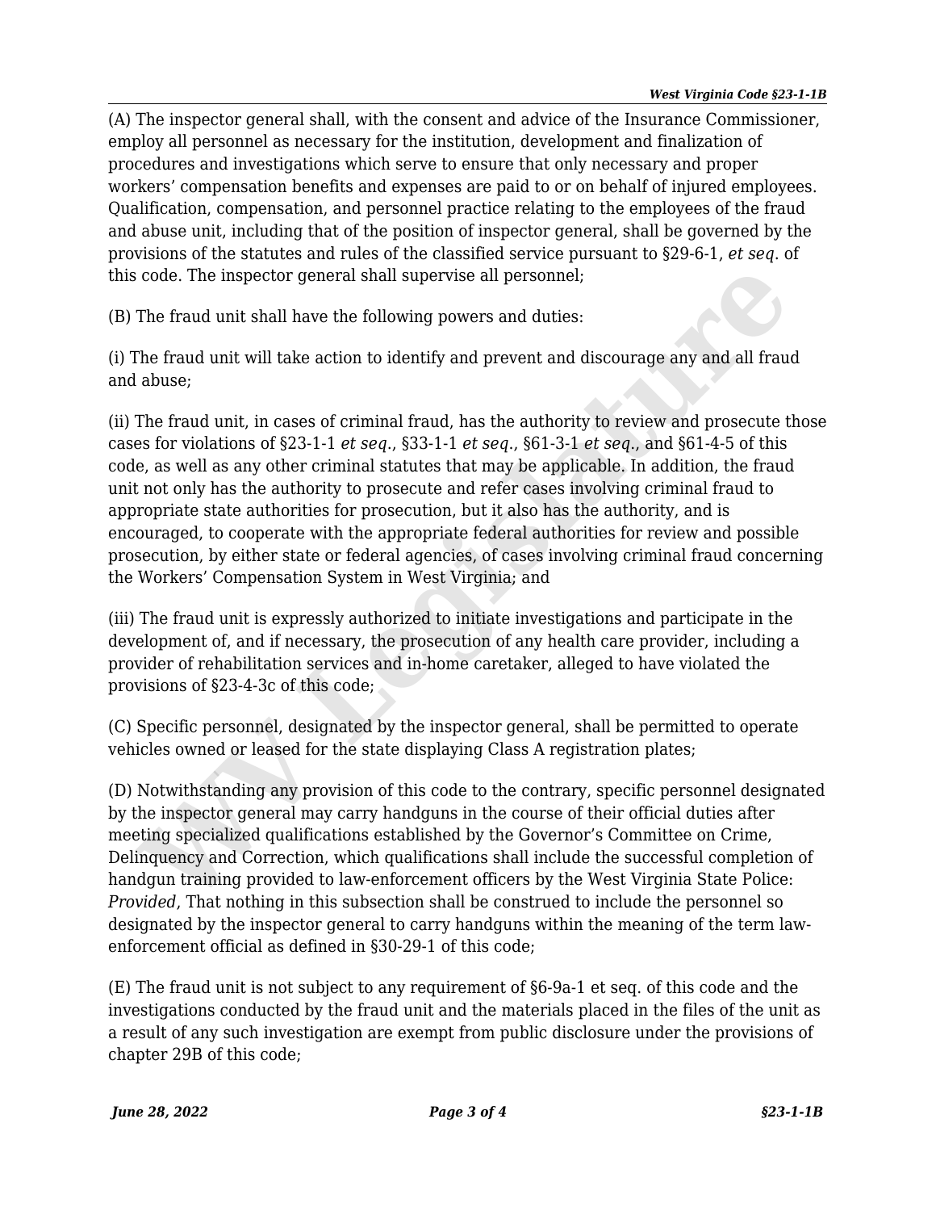(A) The inspector general shall, with the consent and advice of the Insurance Commissioner, employ all personnel as necessary for the institution, development and finalization of procedures and investigations which serve to ensure that only necessary and proper workers' compensation benefits and expenses are paid to or on behalf of injured employees. Qualification, compensation, and personnel practice relating to the employees of the fraud and abuse unit, including that of the position of inspector general, shall be governed by the provisions of the statutes and rules of the classified service pursuant to §29-6-1, *et seq*. of this code. The inspector general shall supervise all personnel;

(B) The fraud unit shall have the following powers and duties:

(i) The fraud unit will take action to identify and prevent and discourage any and all fraud and abuse;

(ii) The fraud unit, in cases of criminal fraud, has the authority to review and prosecute those cases for violations of §23-1-1 *et seq*., §33-1-1 *et seq*., §61-3-1 *et seq*., and §61-4-5 of this code, as well as any other criminal statutes that may be applicable. In addition, the fraud unit not only has the authority to prosecute and refer cases involving criminal fraud to appropriate state authorities for prosecution, but it also has the authority, and is encouraged, to cooperate with the appropriate federal authorities for review and possible prosecution, by either state or federal agencies, of cases involving criminal fraud concerning the Workers' Compensation System in West Virginia; and

(iii) The fraud unit is expressly authorized to initiate investigations and participate in the development of, and if necessary, the prosecution of any health care provider, including a provider of rehabilitation services and in-home caretaker, alleged to have violated the provisions of §23-4-3c of this code;

(C) Specific personnel, designated by the inspector general, shall be permitted to operate vehicles owned or leased for the state displaying Class A registration plates;

(D) Notwithstanding any provision of this code to the contrary, specific personnel designated by the inspector general may carry handguns in the course of their official duties after meeting specialized qualifications established by the Governor's Committee on Crime, Delinquency and Correction, which qualifications shall include the successful completion of handgun training provided to law-enforcement officers by the West Virginia State Police: *Provided*, That nothing in this subsection shall be construed to include the personnel so designated by the inspector general to carry handguns within the meaning of the term law-enforcement official as defined in §30-29-1 of this code;

(E) The fraud unit is not subject to any requirement of §6-9a-1 et seq. of this code and the investigations conducted by the fraud unit and the materials placed in the files of the unit as a result of any such investigation are exempt from public disclosure under the provisions of chapter 29B of this code;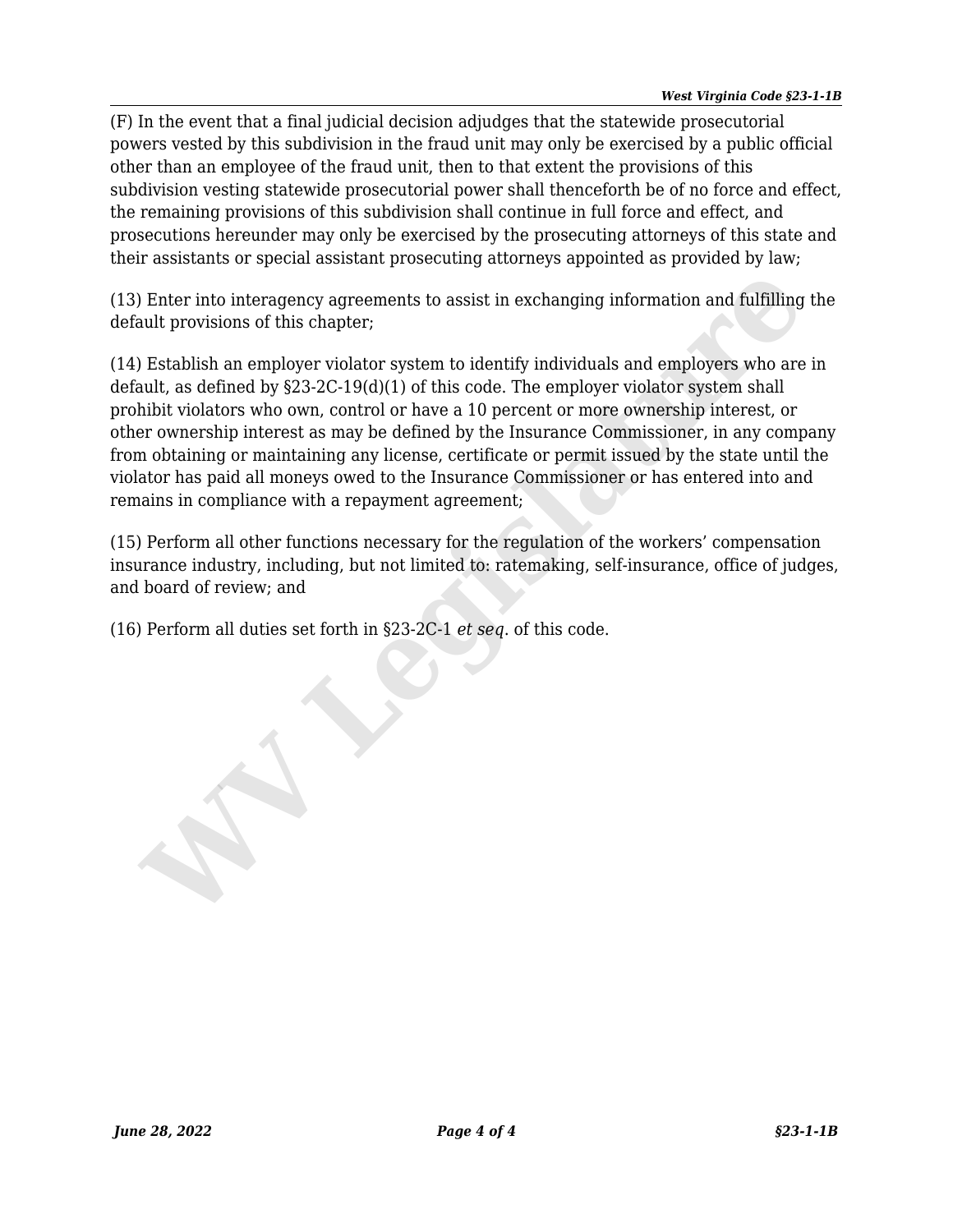(F) In the event that a final judicial decision adjudges that the statewide prosecutorial powers vested by this subdivision in the fraud unit may only be exercised by a public official other than an employee of the fraud unit, then to that extent the provisions of this subdivision vesting statewide prosecutorial power shall thenceforth be of no force and effect, the remaining provisions of this subdivision shall continue in full force and effect, and prosecutions hereunder may only be exercised by the prosecuting attorneys of this state and their assistants or special assistant prosecuting attorneys appointed as provided by law;

(13) Enter into interagency agreements to assist in exchanging information and fulfilling the default provisions of this chapter;

(14) Establish an employer violator system to identify individuals and employers who are in default, as defined by §23-2C-19(d)(1) of this code. The employer violator system shall prohibit violators who own, control or have a 10 percent or more ownership interest, or other ownership interest as may be defined by the Insurance Commissioner, in any company from obtaining or maintaining any license, certificate or permit issued by the state until the violator has paid all moneys owed to the Insurance Commissioner or has entered into and remains in compliance with a repayment agreement;

(15) Perform all other functions necessary for the regulation of the workers' compensation insurance industry, including, but not limited to: ratemaking, self-insurance, office of judges, and board of review; and

(16) Perform all duties set forth in §23-2C-1 *et seq.* of this code.